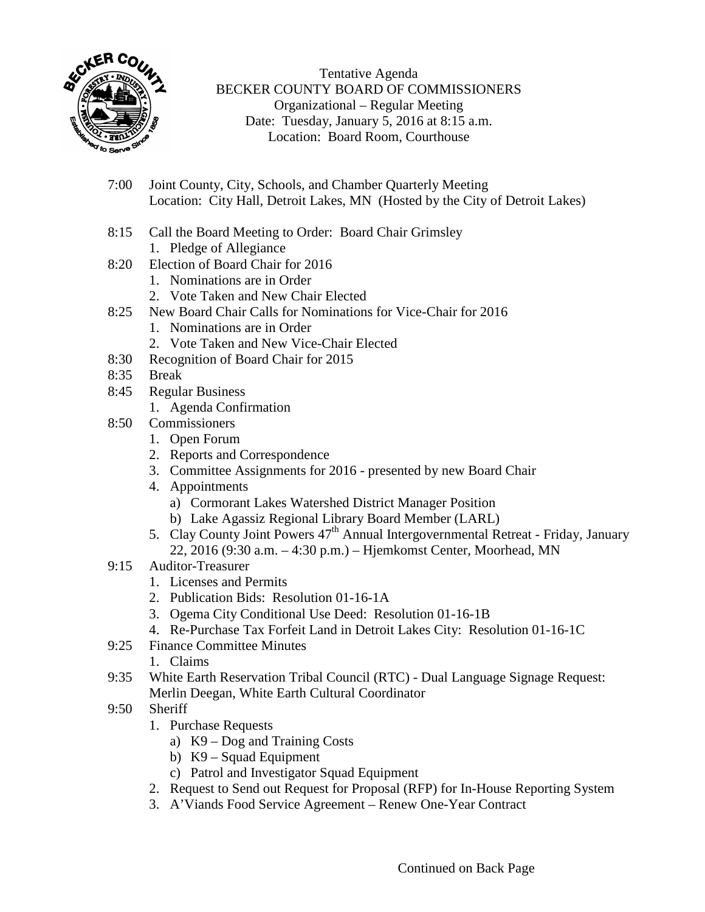Tentative Agenda
BECKER COUNTY BOARD OF COMMISSIONERS
Organizational – Regular Meeting
Date: Tuesday, January 5, 2016 at 8:15 a.m.
Location: Board Room, Courthouse

7:00 Joint County, City, Schools, and Chamber Quarterly Meeting
Location: City Hall, Detroit Lakes, MN (Hosted by the City of Detroit Lakes)

8:15 Call the Board Meeting to Order: Board Chair Grimsley
1. Pledge of Allegiance

8:20 Election of Board Chair for 2016
1. Nominations are in Order
2. Vote Taken and New Chair Elected

8:25 New Board Chair Calls for Nominations for Vice-Chair for 2016
1. Nominations are in Order
2. Vote Taken and New Vice-Chair Elected

8:30 Recognition of Board Chair for 2015

8:35 Break

8:45 Regular Business
1. Agenda Confirmation

8:50 Commissioners
1. Open Forum
2. Reports and Correspondence
3. Committee Assignments for 2016 - presented by new Board Chair
4. Appointments
   a) Cormorant Lakes Watershed District Manager Position
   b) Lake Agassiz Regional Library Board Member (LARL)
5. Clay County Joint Powers 47th Annual Intergovernmental Retreat - Friday, January 22, 2016 (9:30 a.m. – 4:30 p.m.) – Hjemkomst Center, Moorhead, MN

9:15 Auditor-Treasurer
1. Licenses and Permits
2. Publication Bids: Resolution 01-16-1A
3. Ogema City Conditional Use Deed: Resolution 01-16-1B
4. Re-Purchase Tax Forfeit Land in Detroit Lakes City: Resolution 01-16-1C

9:25 Finance Committee Minutes
1. Claims

9:35 White Earth Reservation Tribal Council (RTC) - Dual Language Signage Request: Merlin Deegan, White Earth Cultural Coordinator

9:50 Sheriff
1. Purchase Requests
   a) K9 – Dog and Training Costs
   b) K9 – Squad Equipment
   c) Patrol and Investigator Squad Equipment
2. Request to Send out Request for Proposal (RFP) for In-House Reporting System
3. A'Viands Food Service Agreement – Renew One-Year Contract

Continued on Back Page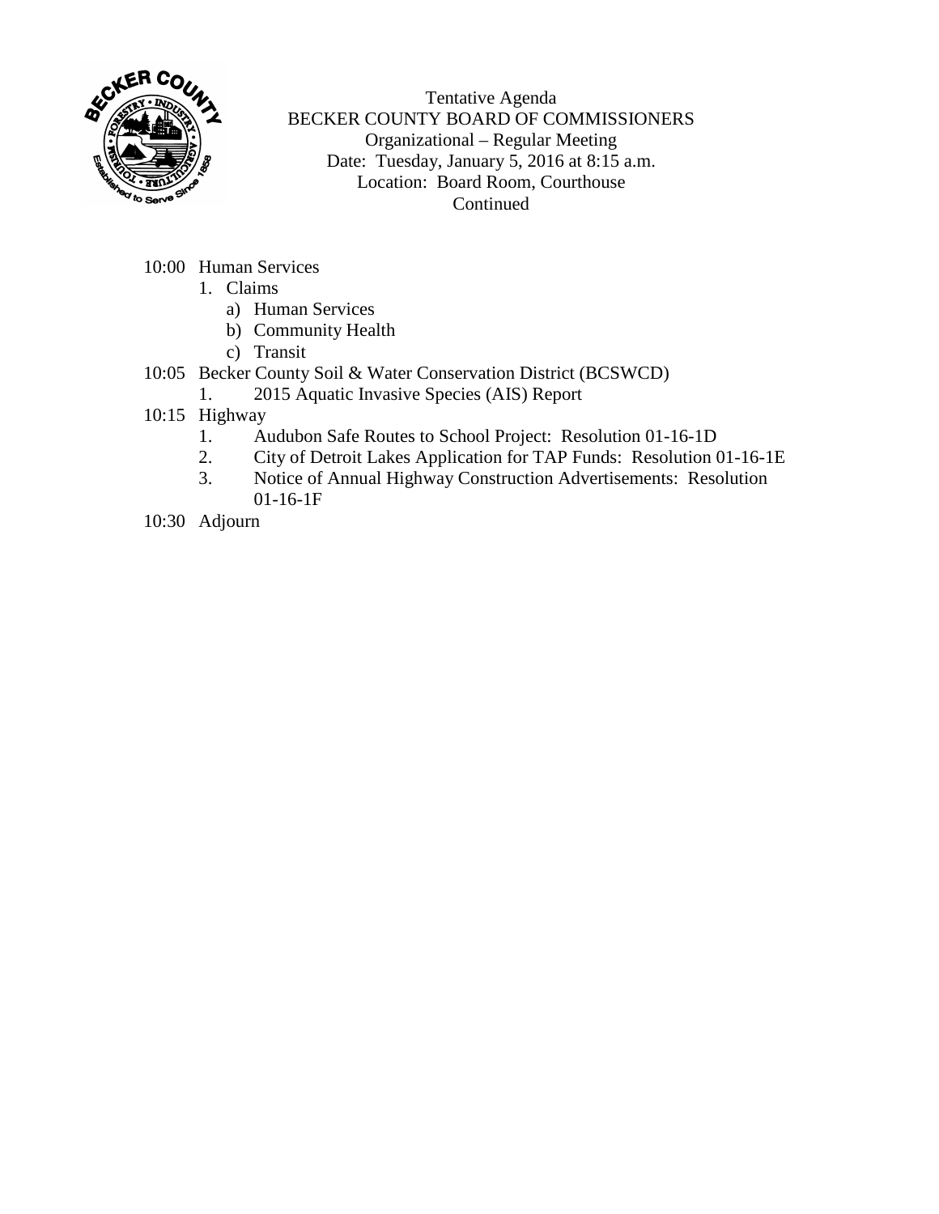Tentative Agenda
BECKER COUNTY BOARD OF COMMISSIONERS
Organizational – Regular Meeting
Date: Tuesday, January 5, 2016 at 8:15 a.m.
Location: Board Room, Courthouse
Continued

10:00 Human Services

1. Claims
   a) Human Services
   b) Community Health
   c) Transit

10:05 Becker County Soil & Water Conservation District (BCSWCD)

1. 2015 Aquatic Invasive Species (AIS) Report

10:15 Highway

1. Audubon Safe Routes to School Project: Resolution 01-16-1D
2. City of Detroit Lakes Application for TAP Funds: Resolution 01-16-1E
3. Notice of Annual Highway Construction Advertisements: Resolution 01-16-1F

10:30 Adjourn